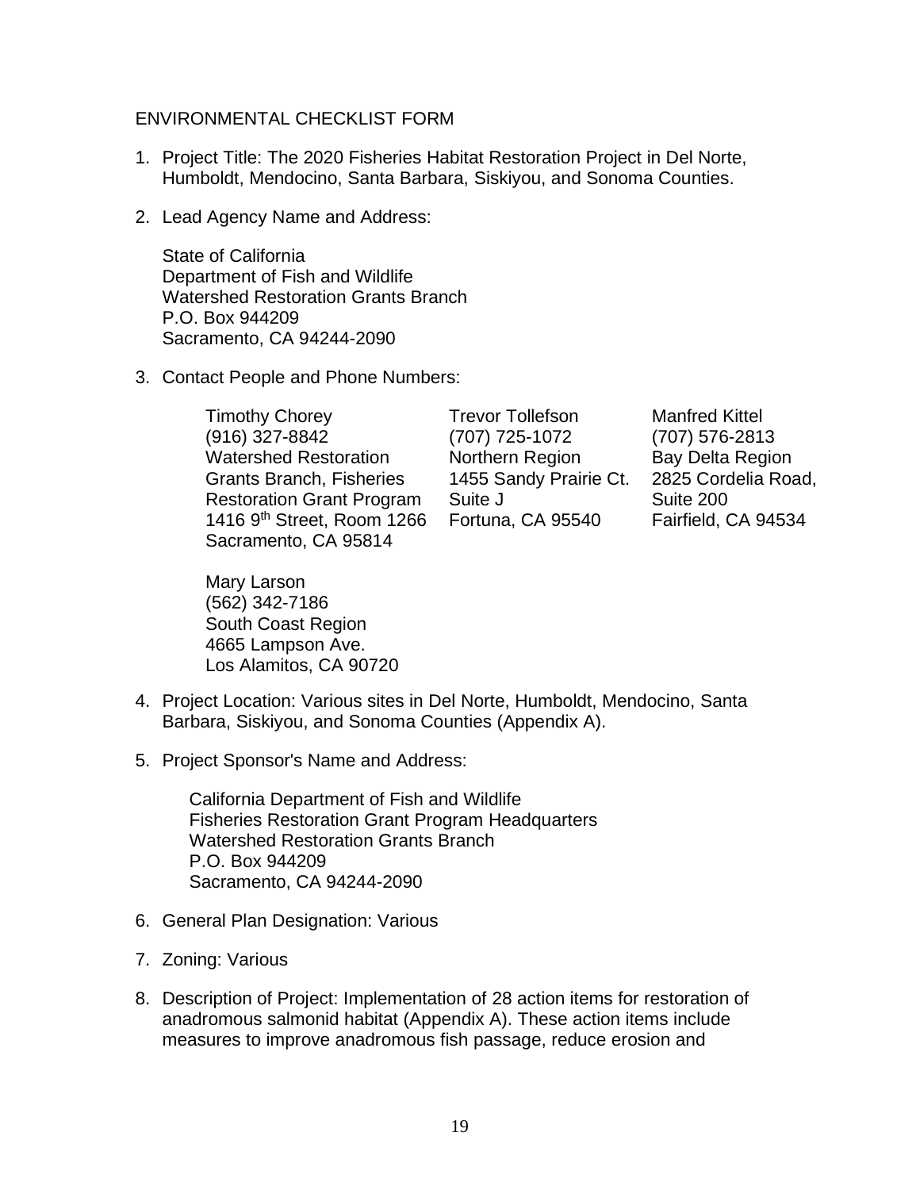ENVIRONMENTAL CHECKLIST FORM

1. Project Title: The 2020 Fisheries Habitat Restoration Project in Del Norte, Humboldt, Mendocino, Santa Barbara, Siskiyou, and Sonoma Counties.

2. Lead Agency Name and Address:

   State of California
   Department of Fish and Wildlife
   Watershed Restoration Grants Branch
   P.O. Box 944209
   Sacramento, CA 94244-2090

3. Contact People and Phone Numbers:

   Timothy Chorey
   (916) 327-8842
   Watershed Restoration Grants Branch, Fisheries Restoration Grant Program
   1416 9th Street, Room 1266
   Sacramento, CA 95814

   Trevor Tollefson
   (707) 725-1072
   Northern Region
   1455 Sandy Prairie Ct. Suite J
   Fortuna, CA 95540

   Manfred Kittel
   (707) 576-2813
   Bay Delta Region
   2825 Cordelia Road, Suite 200
   Fairfield, CA 94534

   Mary Larson
   (562) 342-7186
   South Coast Region
   4665 Lampson Ave.
   Los Alamitos, CA 90720

4. Project Location: Various sites in Del Norte, Humboldt, Mendocino, Santa Barbara, Siskiyou, and Sonoma Counties (Appendix A).

5. Project Sponsor's Name and Address:

   California Department of Fish and Wildlife
   Fisheries Restoration Grant Program Headquarters
   Watershed Restoration Grants Branch
   P.O. Box 944209
   Sacramento, CA 94244-2090

6. General Plan Designation: Various

7. Zoning: Various

8. Description of Project: Implementation of 28 action items for restoration of anadromous salmonid habitat (Appendix A). These action items include measures to improve anadromous fish passage, reduce erosion and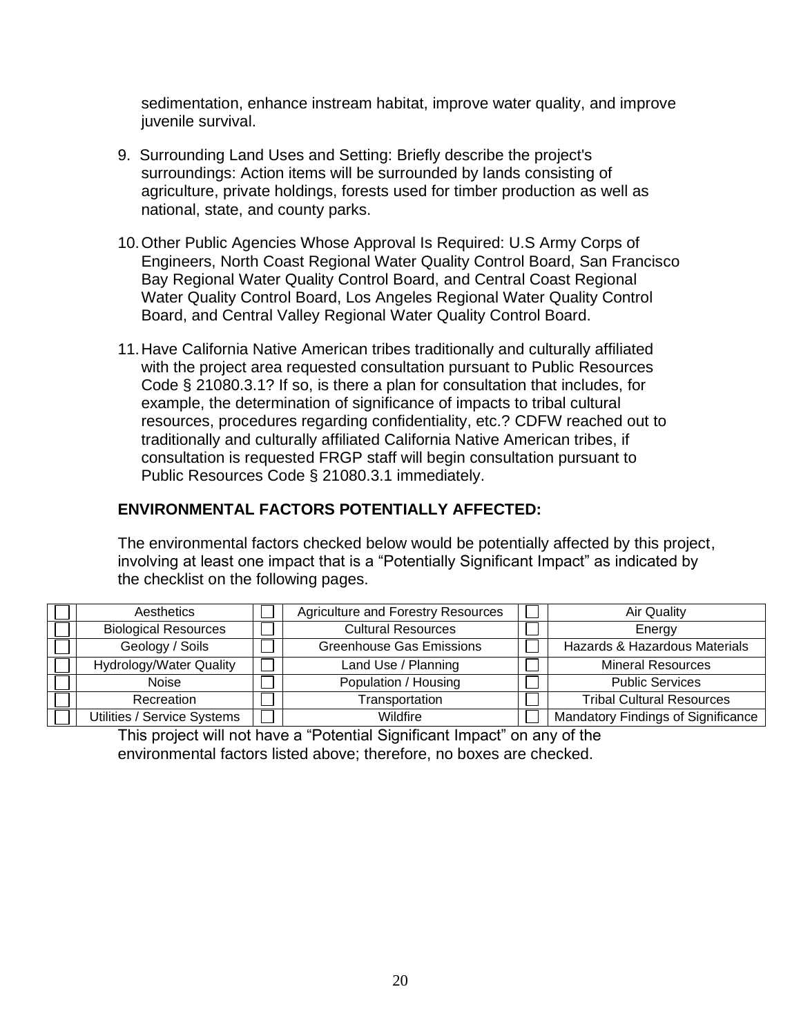sedimentation, enhance instream habitat, improve water quality, and improve juvenile survival.

9. Surrounding Land Uses and Setting: Briefly describe the project's surroundings: Action items will be surrounded by lands consisting of agriculture, private holdings, forests used for timber production as well as national, state, and county parks.

10. Other Public Agencies Whose Approval Is Required: U.S Army Corps of Engineers, North Coast Regional Water Quality Control Board, San Francisco Bay Regional Water Quality Control Board, and Central Coast Regional Water Quality Control Board, Los Angeles Regional Water Quality Control Board, and Central Valley Regional Water Quality Control Board.

11. Have California Native American tribes traditionally and culturally affiliated with the project area requested consultation pursuant to Public Resources Code § 21080.3.1? If so, is there a plan for consultation that includes, for example, the determination of significance of impacts to tribal cultural resources, procedures regarding confidentiality, etc.? CDFW reached out to traditionally and culturally affiliated California Native American tribes, if consultation is requested FRGP staff will begin consultation pursuant to Public Resources Code § 21080.3.1 immediately.

## ENVIRONMENTAL FACTORS POTENTIALLY AFFECTED:

The environmental factors checked below would be potentially affected by this project, involving at least one impact that is a "Potentially Significant Impact" as indicated by the checklist on the following pages.

| | | | | | |
|---|---|---|---|---|---|
| ☐ | Aesthetics | ☐ | Agriculture and Forestry Resources | ☐ | Air Quality |
| ☐ | Biological Resources | ☐ | Cultural Resources | ☐ | Energy |
| ☐ | Geology / Soils | ☐ | Greenhouse Gas Emissions | ☐ | Hazards & Hazardous Materials |
| ☐ | Hydrology/Water Quality | ☐ | Land Use / Planning | ☐ | Mineral Resources |
| ☐ | Noise | ☐ | Population / Housing | ☐ | Public Services |
| ☐ | Recreation | ☐ | Transportation | ☐ | Tribal Cultural Resources |
| ☐ | Utilities / Service Systems | ☐ | Wildfire | ☐ | Mandatory Findings of Significance |

This project will not have a "Potential Significant Impact" on any of the environmental factors listed above; therefore, no boxes are checked.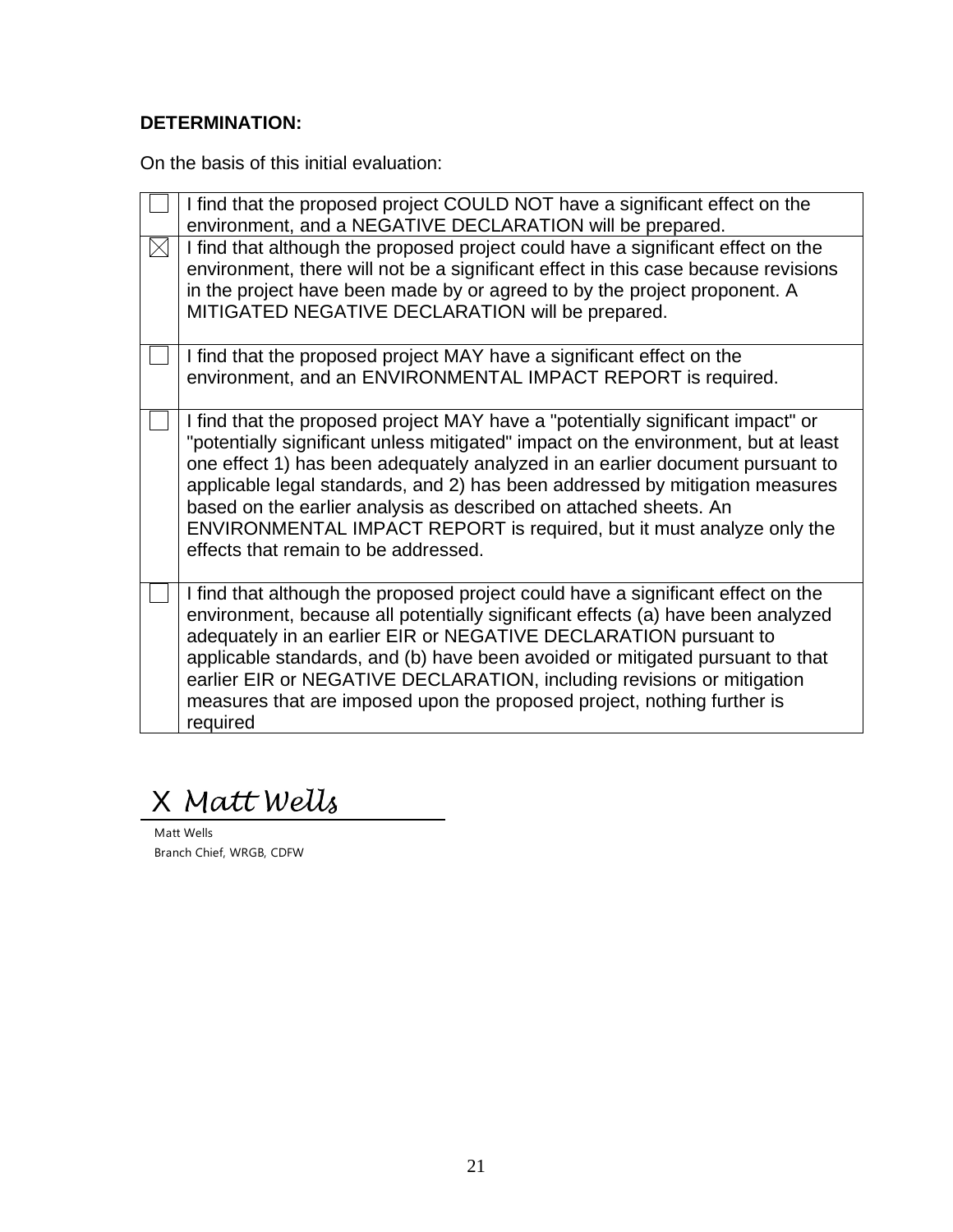**DETERMINATION:**

On the basis of this initial evaluation:

| | |
|---|---|
| ☐ | I find that the proposed project COULD NOT have a significant effect on the environment, and a NEGATIVE DECLARATION will be prepared. |
| ☒ | I find that although the proposed project could have a significant effect on the environment, there will not be a significant effect in this case because revisions in the project have been made by or agreed to by the project proponent. A MITIGATED NEGATIVE DECLARATION will be prepared. |
| ☐ | I find that the proposed project MAY have a significant effect on the environment, and an ENVIRONMENTAL IMPACT REPORT is required. |
| ☐ | I find that the proposed project MAY have a "potentially significant impact" or "potentially significant unless mitigated" impact on the environment, but at least one effect 1) has been adequately analyzed in an earlier document pursuant to applicable legal standards, and 2) has been addressed by mitigation measures based on the earlier analysis as described on attached sheets. An ENVIRONMENTAL IMPACT REPORT is required, but it must analyze only the effects that remain to be addressed. |
| ☐ | I find that although the proposed project could have a significant effect on the environment, because all potentially significant effects (a) have been analyzed adequately in an earlier EIR or NEGATIVE DECLARATION pursuant to applicable standards, and (b) have been avoided or mitigated pursuant to that earlier EIR or NEGATIVE DECLARATION, including revisions or mitigation measures that are imposed upon the proposed project, nothing further is required |

X *Matt Wells*

Matt Wells
Branch Chief, WRGB, CDFW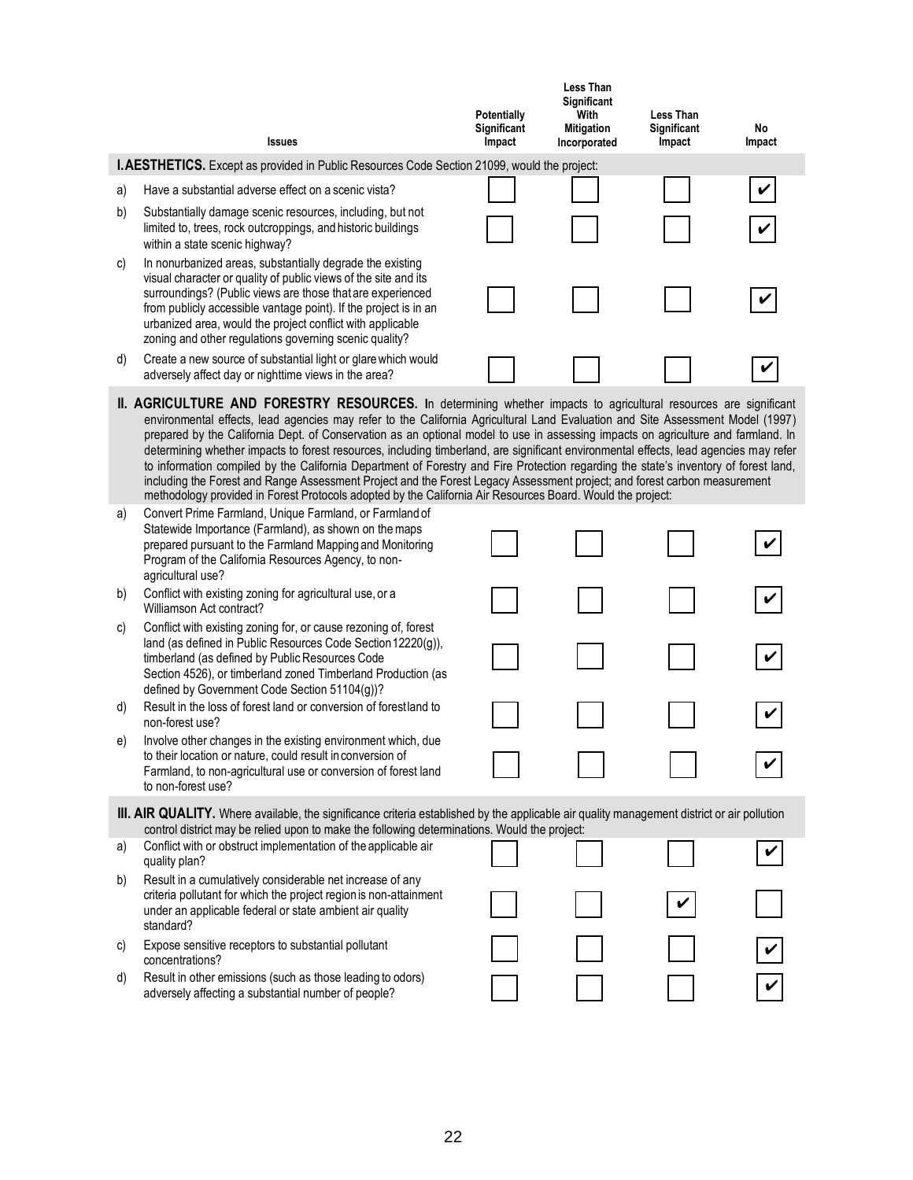| | Issues | Potentially Significant Impact | Less Than Significant With Mitigation Incorporated | Less Than Significant Impact | No Impact |
|---|---|---|---|---|---|
| **I. AESTHETICS.** Except as provided in Public Resources Code Section 21099, would the project: | | | | | |
| a) | Have a substantial adverse effect on a scenic vista? | ☐ | ☐ | ☐ | ✔ |
| b) | Substantially damage scenic resources, including, but not limited to, trees, rock outcroppings, and historic buildings within a state scenic highway? | ☐ | ☐ | ☐ | ✔ |
| c) | In nonurbanized areas, substantially degrade the existing visual character or quality of public views of the site and its surroundings? (Public views are those that are experienced from publicly accessible vantage point). If the project is in an urbanized area, would the project conflict with applicable zoning and other regulations governing scenic quality? | ☐ | ☐ | ☐ | ✔ |
| d) | Create a new source of substantial light or glare which would adversely affect day or nighttime views in the area? | ☐ | ☐ | ☐ | ✔ |
| **II. AGRICULTURE AND FORESTRY RESOURCES.** In determining whether impacts to agricultural resources are significant environmental effects, lead agencies may refer to the California Agricultural Land Evaluation and Site Assessment Model (1997) prepared by the California Dept. of Conservation as an optional model to use in assessing impacts on agriculture and farmland. In determining whether impacts to forest resources, including timberland, are significant environmental effects, lead agencies may refer to information compiled by the California Department of Forestry and Fire Protection regarding the state's inventory of forest land, including the Forest and Range Assessment Project and the Forest Legacy Assessment project; and forest carbon measurement methodology provided in Forest Protocols adopted by the California Air Resources Board. Would the project: | | | | | |
| a) | Convert Prime Farmland, Unique Farmland, or Farmland of Statewide Importance (Farmland), as shown on the maps prepared pursuant to the Farmland Mapping and Monitoring Program of the California Resources Agency, to non-agricultural use? | ☐ | ☐ | ☐ | ✔ |
| b) | Conflict with existing zoning for agricultural use, or a Williamson Act contract? | ☐ | ☐ | ☐ | ✔ |
| c) | Conflict with existing zoning for, or cause rezoning of, forest land (as defined in Public Resources Code Section 12220(g)), timberland (as defined by Public Resources Code Section 4526), or timberland zoned Timberland Production (as defined by Government Code Section 51104(g))? | ☐ | ☐ | ☐ | ✔ |
| d) | Result in the loss of forest land or conversion of forest land to non-forest use? | ☐ | ☐ | ☐ | ✔ |
| e) | Involve other changes in the existing environment which, due to their location or nature, could result in conversion of Farmland, to non-agricultural use or conversion of forest land to non-forest use? | ☐ | ☐ | ☐ | ✔ |
| **III. AIR QUALITY.** Where available, the significance criteria established by the applicable air quality management district or air pollution control district may be relied upon to make the following determinations. Would the project: | | | | | |
| a) | Conflict with or obstruct implementation of the applicable air quality plan? | ☐ | ☐ | ☐ | ✔ |
| b) | Result in a cumulatively considerable net increase of any criteria pollutant for which the project region is non-attainment under an applicable federal or state ambient air quality standard? | ☐ | ☐ | ✔ | ☐ |
| c) | Expose sensitive receptors to substantial pollutant concentrations? | ☐ | ☐ | ☐ | ✔ |
| d) | Result in other emissions (such as those leading to odors) adversely affecting a substantial number of people? | ☐ | ☐ | ☐ | ✔ |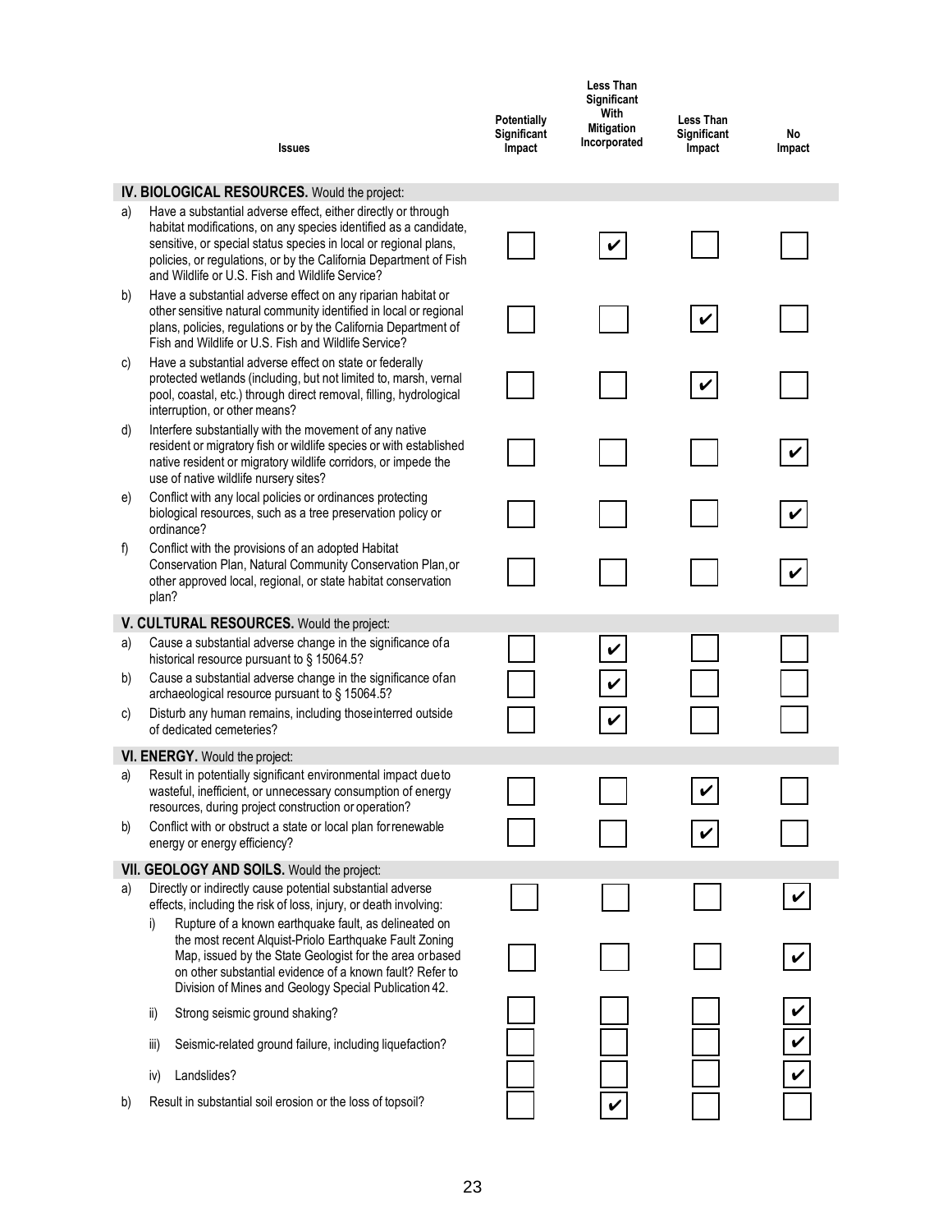| Issues | Potentially Significant Impact | Less Than Significant With Mitigation Incorporated | Less Than Significant Impact | No Impact |
|---|---|---|---|---|
| **IV. BIOLOGICAL RESOURCES.** Would the project: | | | | |
| a) Have a substantial adverse effect, either directly or through habitat modifications, on any species identified as a candidate, sensitive, or special status species in local or regional plans, policies, or regulations, or by the California Department of Fish and Wildlife or U.S. Fish and Wildlife Service? | ☐ | ✔ | ☐ | ☐ |
| b) Have a substantial adverse effect on any riparian habitat or other sensitive natural community identified in local or regional plans, policies, regulations or by the California Department of Fish and Wildlife or U.S. Fish and Wildlife Service? | ☐ | ☐ | ✔ | ☐ |
| c) Have a substantial adverse effect on state or federally protected wetlands (including, but not limited to, marsh, vernal pool, coastal, etc.) through direct removal, filling, hydrological interruption, or other means? | ☐ | ☐ | ✔ | ☐ |
| d) Interfere substantially with the movement of any native resident or migratory fish or wildlife species or with established native resident or migratory wildlife corridors, or impede the use of native wildlife nursery sites? | ☐ | ☐ | ☐ | ✔ |
| e) Conflict with any local policies or ordinances protecting biological resources, such as a tree preservation policy or ordinance? | ☐ | ☐ | ☐ | ✔ |
| f) Conflict with the provisions of an adopted Habitat Conservation Plan, Natural Community Conservation Plan, or other approved local, regional, or state habitat conservation plan? | ☐ | ☐ | ☐ | ✔ |
| **V. CULTURAL RESOURCES.** Would the project: | | | | |
| a) Cause a substantial adverse change in the significance of a historical resource pursuant to § 15064.5? | ☐ | ✔ | ☐ | ☐ |
| b) Cause a substantial adverse change in the significance of an archaeological resource pursuant to § 15064.5? | ☐ | ✔ | ☐ | ☐ |
| c) Disturb any human remains, including those interred outside of dedicated cemeteries? | ☐ | ✔ | ☐ | ☐ |
| **VI. ENERGY.** Would the project: | | | | |
| a) Result in potentially significant environmental impact due to wasteful, inefficient, or unnecessary consumption of energy resources, during project construction or operation? | ☐ | ☐ | ✔ | ☐ |
| b) Conflict with or obstruct a state or local plan for renewable energy or energy efficiency? | ☐ | ☐ | ✔ | ☐ |
| **VII. GEOLOGY AND SOILS.** Would the project: | | | | |
| a) Directly or indirectly cause potential substantial adverse effects, including the risk of loss, injury, or death involving: | ☐ | ☐ | ☐ | ✔ |
| i) Rupture of a known earthquake fault, as delineated on the most recent Alquist-Priolo Earthquake Fault Zoning Map, issued by the State Geologist for the area or based on other substantial evidence of a known fault? Refer to Division of Mines and Geology Special Publication 42. | ☐ | ☐ | ☐ | ✔ |
| ii) Strong seismic ground shaking? | ☐ | ☐ | ☐ | ✔ |
| iii) Seismic-related ground failure, including liquefaction? | ☐ | ☐ | ☐ | ✔ |
| iv) Landslides? | ☐ | ☐ | ☐ | ✔ |
| b) Result in substantial soil erosion or the loss of topsoil? | ☐ | ✔ | ☐ | ☐ |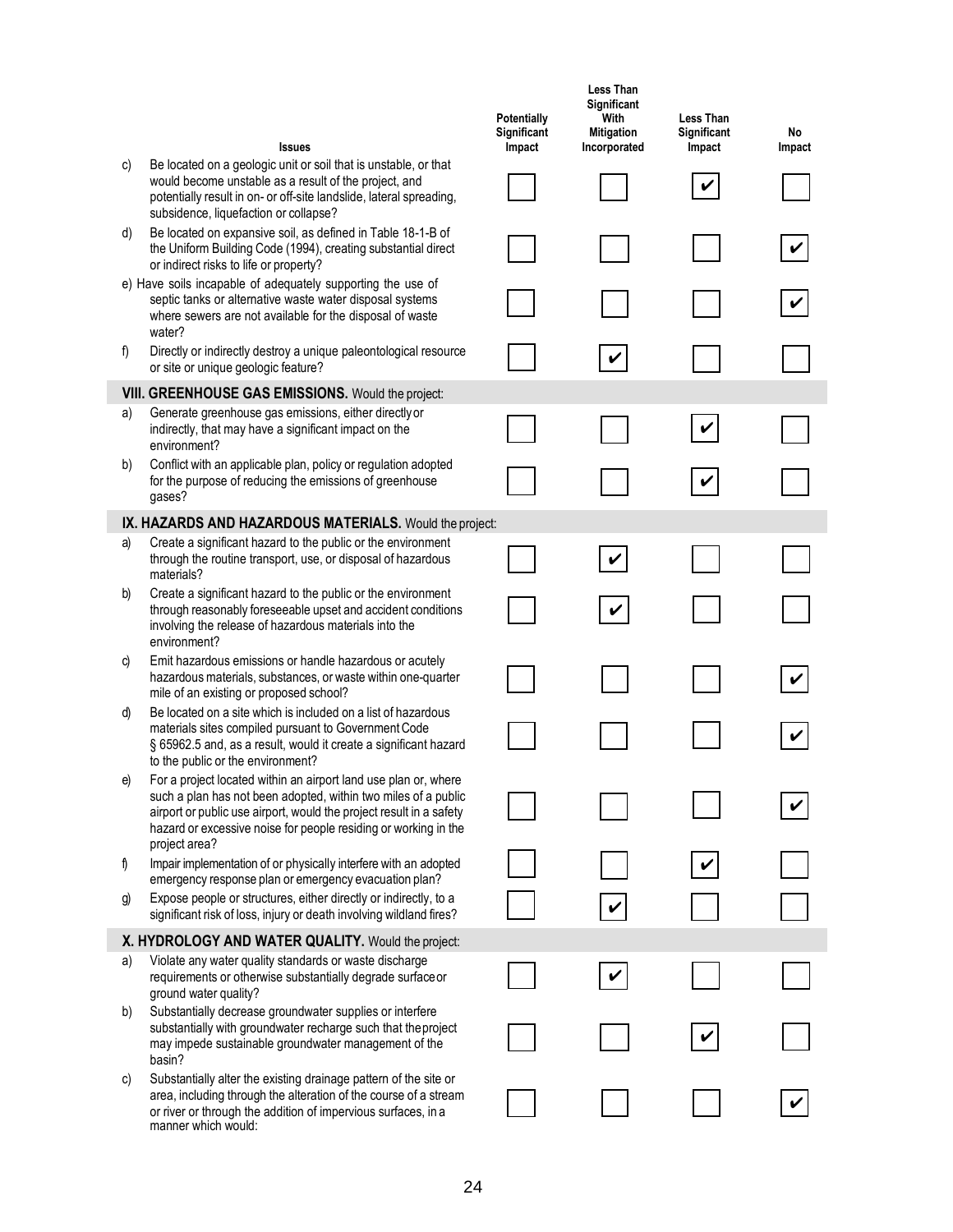| | Issues | Potentially Significant Impact | Less Than Significant With Mitigation Incorporated | Less Than Significant Impact | No Impact |
|---|---|---|---|---|---|
| c) | Be located on a geologic unit or soil that is unstable, or that would become unstable as a result of the project, and potentially result in on- or off-site landslide, lateral spreading, subsidence, liquefaction or collapse? | ☐ | ☐ | ☑ | ☐ |
| d) | Be located on expansive soil, as defined in Table 18-1-B of the Uniform Building Code (1994), creating substantial direct or indirect risks to life or property? | ☐ | ☐ | ☐ | ☑ |
| e) | Have soils incapable of adequately supporting the use of septic tanks or alternative waste water disposal systems where sewers are not available for the disposal of waste water? | ☐ | ☐ | ☐ | ☑ |
| f) | Directly or indirectly destroy a unique paleontological resource or site or unique geologic feature? | ☐ | ☑ | ☐ | ☐ |
| | **VIII. GREENHOUSE GAS EMISSIONS.** Would the project: | | | | |
| a) | Generate greenhouse gas emissions, either directly or indirectly, that may have a significant impact on the environment? | ☐ | ☐ | ☑ | ☐ |
| b) | Conflict with an applicable plan, policy or regulation adopted for the purpose of reducing the emissions of greenhouse gases? | ☐ | ☐ | ☑ | ☐ |
| | **IX. HAZARDS AND HAZARDOUS MATERIALS.** Would the project: | | | | |
| a) | Create a significant hazard to the public or the environment through the routine transport, use, or disposal of hazardous materials? | ☐ | ☑ | ☐ | ☐ |
| b) | Create a significant hazard to the public or the environment through reasonably foreseeable upset and accident conditions involving the release of hazardous materials into the environment? | ☐ | ☑ | ☐ | ☐ |
| c) | Emit hazardous emissions or handle hazardous or acutely hazardous materials, substances, or waste within one-quarter mile of an existing or proposed school? | ☐ | ☐ | ☐ | ☑ |
| d) | Be located on a site which is included on a list of hazardous materials sites compiled pursuant to Government Code § 65962.5 and, as a result, would it create a significant hazard to the public or the environment? | ☐ | ☐ | ☐ | ☑ |
| e) | For a project located within an airport land use plan or, where such a plan has not been adopted, within two miles of a public airport or public use airport, would the project result in a safety hazard or excessive noise for people residing or working in the project area? | ☐ | ☐ | ☐ | ☑ |
| f) | Impair implementation of or physically interfere with an adopted emergency response plan or emergency evacuation plan? | ☐ | ☐ | ☑ | ☐ |
| g) | Expose people or structures, either directly or indirectly, to a significant risk of loss, injury or death involving wildland fires? | ☐ | ☑ | ☐ | ☐ |
| | **X. HYDROLOGY AND WATER QUALITY.** Would the project: | | | | |
| a) | Violate any water quality standards or waste discharge requirements or otherwise substantially degrade surface or ground water quality? | ☐ | ☑ | ☐ | ☐ |
| b) | Substantially decrease groundwater supplies or interfere substantially with groundwater recharge such that the project may impede sustainable groundwater management of the basin? | ☐ | ☐ | ☑ | ☐ |
| c) | Substantially alter the existing drainage pattern of the site or area, including through the alteration of the course of a stream or river or through the addition of impervious surfaces, in a manner which would: | ☐ | ☐ | ☐ | ☑ |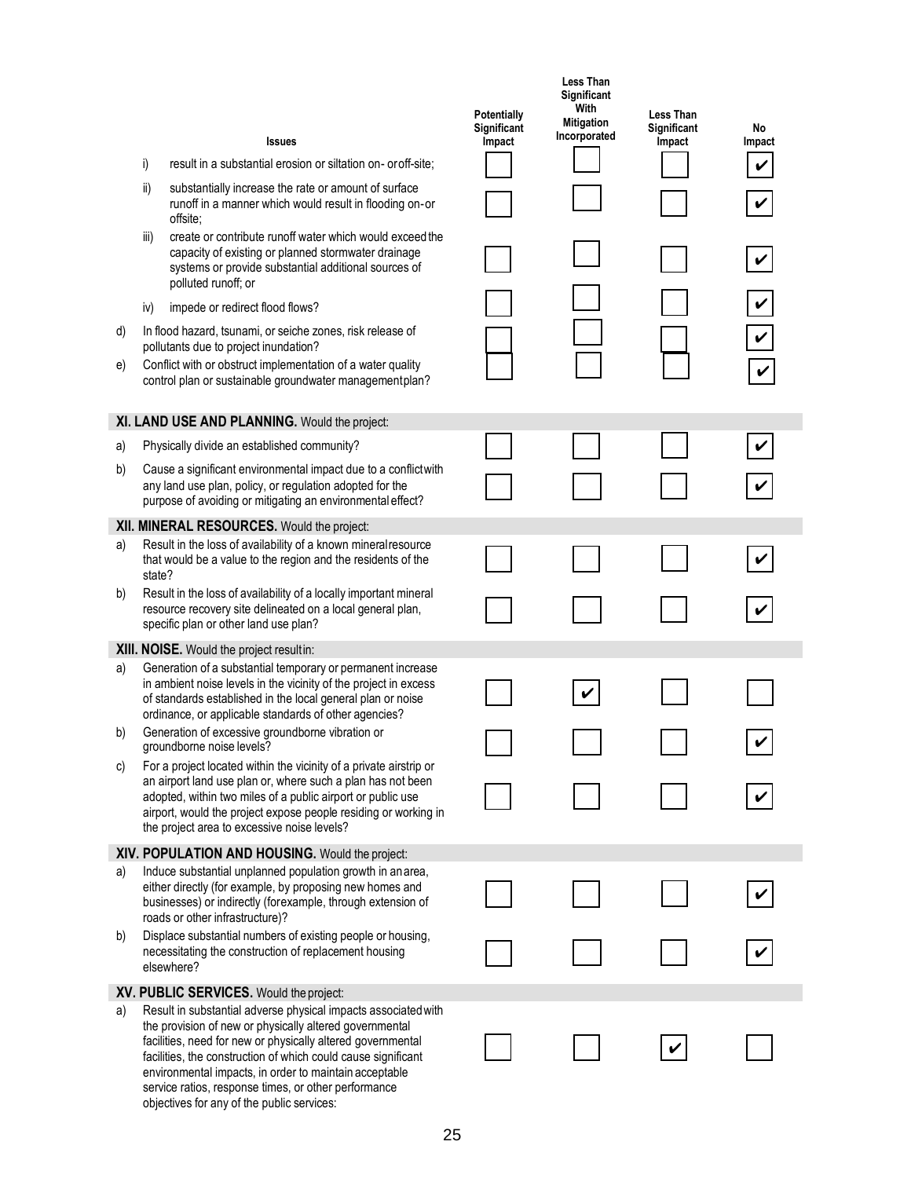| Issues | Potentially Significant Impact | Less Than Significant With Mitigation Incorporated | Less Than Significant Impact | No Impact |
|---|---|---|---|---|
| i) result in a substantial erosion or siltation on- oroff-site; | | | | ✔ |
| ii) substantially increase the rate or amount of surface runoff in a manner which would result in flooding on-or offsite; | | | | ✔ |
| iii) create or contribute runoff water which would exceed the capacity of existing or planned stormwater drainage systems or provide substantial additional sources of polluted runoff; or | | | | ✔ |
| iv) impede or redirect flood flows? | | | | ✔ |
| d) In flood hazard, tsunami, or seiche zones, risk release of pollutants due to project inundation? | | | | ✔ |
| e) Conflict with or obstruct implementation of a water quality control plan or sustainable groundwater managementplan? | | | | ✔ |
| **XI. LAND USE AND PLANNING.** Would the project: | | | | |
| a) Physically divide an established community? | | | | ✔ |
| b) Cause a significant environmental impact due to a conflictwith any land use plan, policy, or regulation adopted for the purpose of avoiding or mitigating an environmental effect? | | | | ✔ |
| **XII. MINERAL RESOURCES.** Would the project: | | | | |
| a) Result in the loss of availability of a known mineralresource that would be a value to the region and the residents of the state? | | | | ✔ |
| b) Result in the loss of availability of a locally important mineral resource recovery site delineated on a local general plan, specific plan or other land use plan? | | | | ✔ |
| **XIII. NOISE.** Would the project resultin: | | | | |
| a) Generation of a substantial temporary or permanent increase in ambient noise levels in the vicinity of the project in excess of standards established in the local general plan or noise ordinance, or applicable standards of other agencies? | | ✔ | | |
| b) Generation of excessive groundborne vibration or groundborne noise levels? | | | | ✔ |
| c) For a project located within the vicinity of a private airstrip or an airport land use plan or, where such a plan has not been adopted, within two miles of a public airport or public use airport, would the project expose people residing or working in the project area to excessive noise levels? | | | | ✔ |
| **XIV. POPULATION AND HOUSING.** Would the project: | | | | |
| a) Induce substantial unplanned population growth in anarea, either directly (for example, by proposing new homes and businesses) or indirectly (forexample, through extension of roads or other infrastructure)? | | | | ✔ |
| b) Displace substantial numbers of existing people or housing, necessitating the construction of replacement housing elsewhere? | | | | ✔ |
| **XV. PUBLIC SERVICES.** Would theproject: | | | | |
| a) Result in substantial adverse physical impacts associatedwith the provision of new or physically altered governmental facilities, need for new or physically altered governmental facilities, the construction of which could cause significant environmental impacts, in order to maintain acceptable service ratios, response times, or other performance objectives for any of the public services: | | | ✔ | |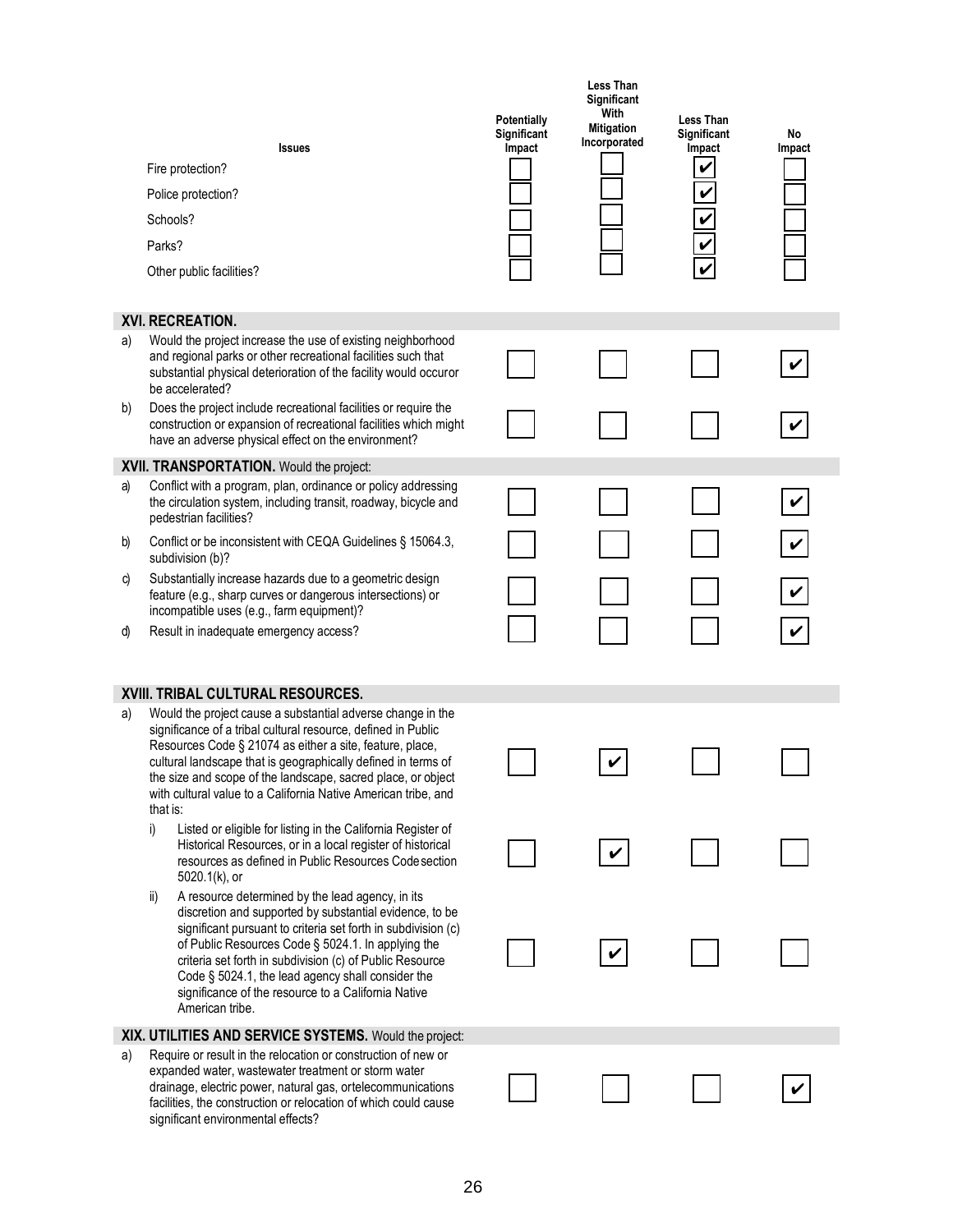| Issues | Potentially Significant Impact | Less Than Significant With Mitigation Incorporated | Less Than Significant Impact | No Impact |
|---|---|---|---|---|
| Fire protection? | | | ✔ | |
| Police protection? | | | ✔ | |
| Schools? | | | ✔ | |
| Parks? | | | ✔ | |
| Other public facilities? | | | ✔ | |
| **XVI. RECREATION.** | | | | |
| a) Would the project increase the use of existing neighborhood and regional parks or other recreational facilities such that substantial physical deterioration of the facility would occuror be accelerated? | | | | ✔ |
| b) Does the project include recreational facilities or require the construction or expansion of recreational facilities which might have an adverse physical effect on the environment? | | | | ✔ |
| **XVII. TRANSPORTATION.** Would the project: | | | | |
| a) Conflict with a program, plan, ordinance or policy addressing the circulation system, including transit, roadway, bicycle and pedestrian facilities? | | | | ✔ |
| b) Conflict or be inconsistent with CEQA Guidelines § 15064.3, subdivision (b)? | | | | ✔ |
| c) Substantially increase hazards due to a geometric design feature (e.g., sharp curves or dangerous intersections) or incompatible uses (e.g., farm equipment)? | | | | ✔ |
| d) Result in inadequate emergency access? | | | | ✔ |
| **XVIII. TRIBAL CULTURAL RESOURCES.** | | | | |
| a) Would the project cause a substantial adverse change in the significance of a tribal cultural resource, defined in Public Resources Code § 21074 as either a site, feature, place, cultural landscape that is geographically defined in terms of the size and scope of the landscape, sacred place, or object with cultural value to a California Native American tribe, and that is: | | ✔ | | |
| i) Listed or eligible for listing in the California Register of Historical Resources, or in a local register of historical resources as defined in Public Resources Code section 5020.1(k), or | | ✔ | | |
| ii) A resource determined by the lead agency, in its discretion and supported by substantial evidence, to be significant pursuant to criteria set forth in subdivision (c) of Public Resources Code § 5024.1. In applying the criteria set forth in subdivision (c) of Public Resource Code § 5024.1, the lead agency shall consider the significance of the resource to a California Native American tribe. | | ✔ | | |
| **XIX. UTILITIES AND SERVICE SYSTEMS.** Would the project: | | | | |
| a) Require or result in the relocation or construction of new or expanded water, wastewater treatment or storm water drainage, electric power, natural gas, ortelecommunications facilities, the construction or relocation of which could cause significant environmental effects? | | | | ✔ |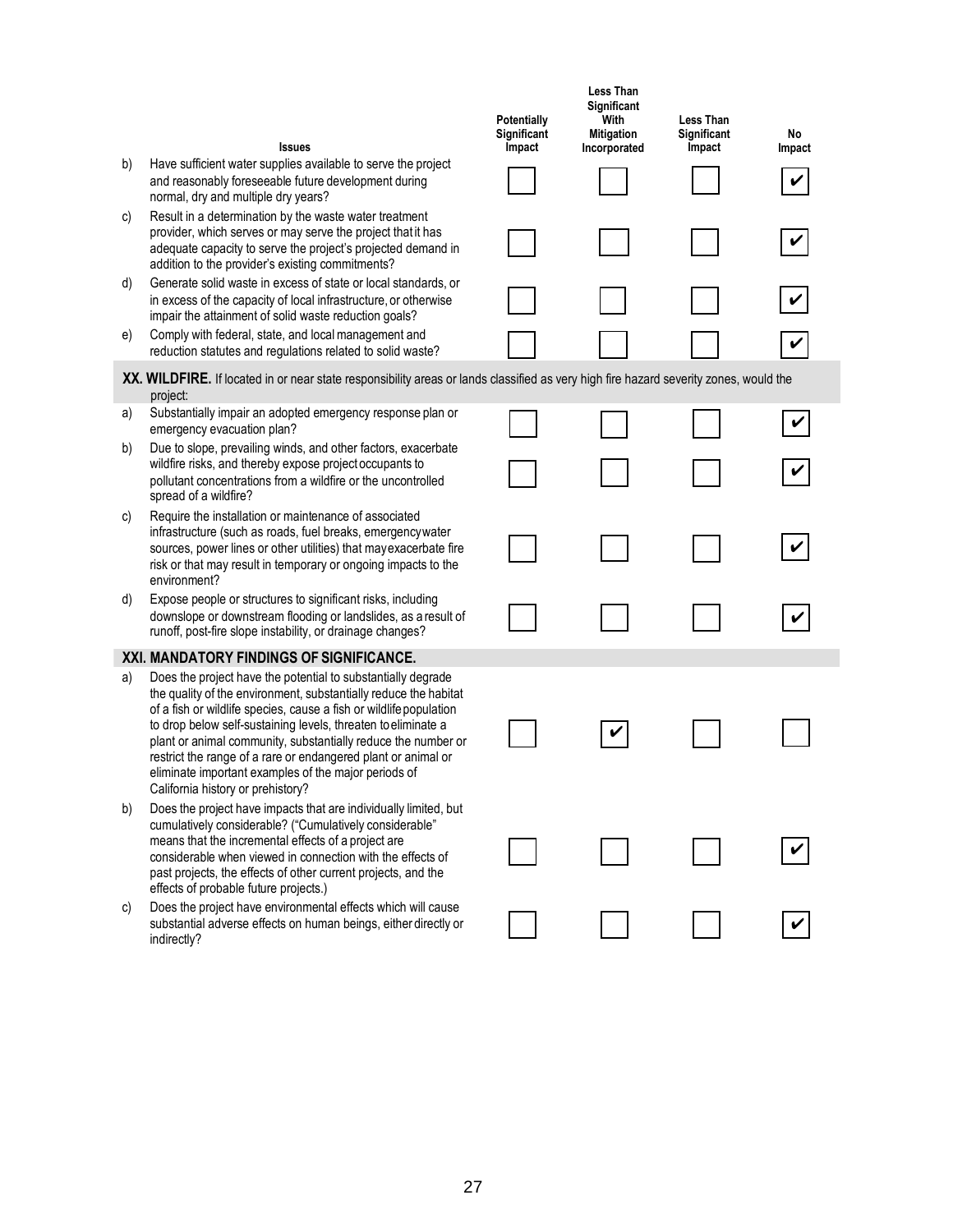| | Issues | Potentially Significant Impact | Less Than Significant With Mitigation Incorporated | Less Than Significant Impact | No Impact |
|---|---|---|---|---|---|
| b) | Have sufficient water supplies available to serve the project and reasonably foreseeable future development during normal, dry and multiple dry years? | ☐ | ☐ | ☐ | ☑ |
| c) | Result in a determination by the waste water treatment provider, which serves or may serve the project that it has adequate capacity to serve the project's projected demand in addition to the provider's existing commitments? | ☐ | ☐ | ☐ | ☑ |
| d) | Generate solid waste in excess of state or local standards, or in excess of the capacity of local infrastructure, or otherwise impair the attainment of solid waste reduction goals? | ☐ | ☐ | ☐ | ☑ |
| e) | Comply with federal, state, and local management and reduction statutes and regulations related to solid waste? | ☐ | ☐ | ☐ | ☑ |
| **XX. WILDFIRE.** If located in or near state responsibility areas or lands classified as very high fire hazard severity zones, would the project: | | | | | |
| a) | Substantially impair an adopted emergency response plan or emergency evacuation plan? | ☐ | ☐ | ☐ | ☑ |
| b) | Due to slope, prevailing winds, and other factors, exacerbate wildfire risks, and thereby expose project occupants to pollutant concentrations from a wildfire or the uncontrolled spread of a wildfire? | ☐ | ☐ | ☐ | ☑ |
| c) | Require the installation or maintenance of associated infrastructure (such as roads, fuel breaks, emergency water sources, power lines or other utilities) that may exacerbate fire risk or that may result in temporary or ongoing impacts to the environment? | ☐ | ☐ | ☐ | ☑ |
| d) | Expose people or structures to significant risks, including downslope or downstream flooding or landslides, as a result of runoff, post-fire slope instability, or drainage changes? | ☐ | ☐ | ☐ | ☑ |
| **XXI. MANDATORY FINDINGS OF SIGNIFICANCE.** | | | | | |
| a) | Does the project have the potential to substantially degrade the quality of the environment, substantially reduce the habitat of a fish or wildlife species, cause a fish or wildlife population to drop below self-sustaining levels, threaten to eliminate a plant or animal community, substantially reduce the number or restrict the range of a rare or endangered plant or animal or eliminate important examples of the major periods of California history or prehistory? | ☐ | ☑ | ☐ | ☐ |
| b) | Does the project have impacts that are individually limited, but cumulatively considerable? ("Cumulatively considerable" means that the incremental effects of a project are considerable when viewed in connection with the effects of past projects, the effects of other current projects, and the effects of probable future projects.) | ☐ | ☐ | ☐ | ☑ |
| c) | Does the project have environmental effects which will cause substantial adverse effects on human beings, either directly or indirectly? | ☐ | ☐ | ☐ | ☑ |